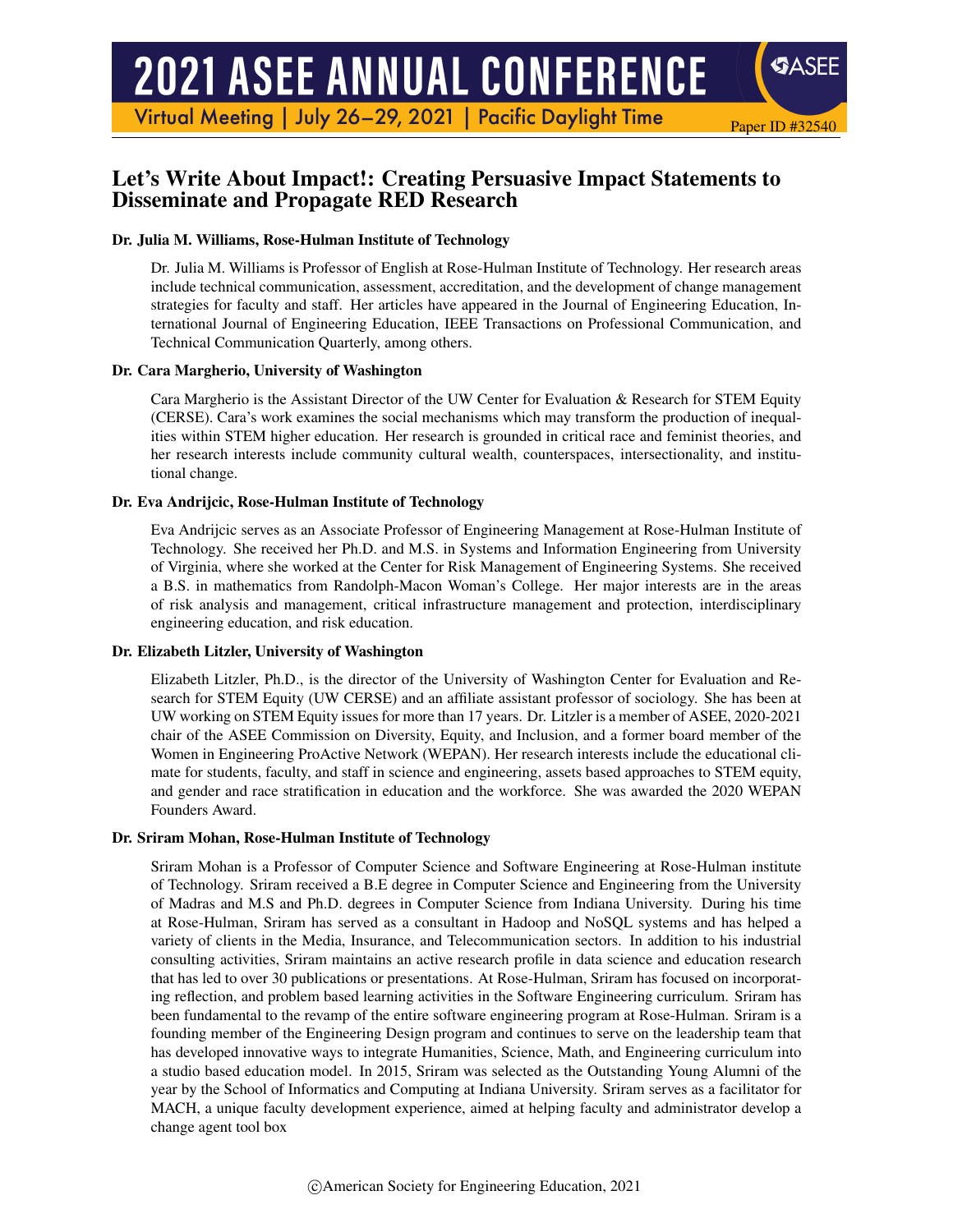# Let's Write About Impact!: Creating Persuasive Impact Statements to Disseminate and Propagate RED Research

**Dr. Julia M. Williams, Rose-Hulman Institute of Technology**

Dr. Julia M. Williams is Professor of English at Rose-Hulman Institute of Technology. Her research areas include technical communication, assessment, accreditation, and the development of change management strategies for faculty and staff. Her articles have appeared in the Journal of Engineering Education, International Journal of Engineering Education, IEEE Transactions on Professional Communication, and Technical Communication Quarterly, among others.

**Dr. Cara Margherio, University of Washington**

Cara Margherio is the Assistant Director of the UW Center for Evaluation & Research for STEM Equity (CERSE). Cara's work examines the social mechanisms which may transform the production of inequalities within STEM higher education. Her research is grounded in critical race and feminist theories, and her research interests include community cultural wealth, counterspaces, intersectionality, and institutional change.

**Dr. Eva Andrijcic, Rose-Hulman Institute of Technology**

Eva Andrijcic serves as an Associate Professor of Engineering Management at Rose-Hulman Institute of Technology. She received her Ph.D. and M.S. in Systems and Information Engineering from University of Virginia, where she worked at the Center for Risk Management of Engineering Systems. She received a B.S. in mathematics from Randolph-Macon Woman's College. Her major interests are in the areas of risk analysis and management, critical infrastructure management and protection, interdisciplinary engineering education, and risk education.

**Dr. Elizabeth Litzler, University of Washington**

Elizabeth Litzler, Ph.D., is the director of the University of Washington Center for Evaluation and Research for STEM Equity (UW CERSE) and an affiliate assistant professor of sociology. She has been at UW working on STEM Equity issues for more than 17 years. Dr. Litzler is a member of ASEE, 2020-2021 chair of the ASEE Commission on Diversity, Equity, and Inclusion, and a former board member of the Women in Engineering ProActive Network (WEPAN). Her research interests include the educational climate for students, faculty, and staff in science and engineering, assets based approaches to STEM equity, and gender and race stratification in education and the workforce. She was awarded the 2020 WEPAN Founders Award.

**Dr. Sriram Mohan, Rose-Hulman Institute of Technology**

Sriram Mohan is a Professor of Computer Science and Software Engineering at Rose-Hulman institute of Technology. Sriram received a B.E degree in Computer Science and Engineering from the University of Madras and M.S and Ph.D. degrees in Computer Science from Indiana University. During his time at Rose-Hulman, Sriram has served as a consultant in Hadoop and NoSQL systems and has helped a variety of clients in the Media, Insurance, and Telecommunication sectors. In addition to his industrial consulting activities, Sriram maintains an active research profile in data science and education research that has led to over 30 publications or presentations. At Rose-Hulman, Sriram has focused on incorporating reflection, and problem based learning activities in the Software Engineering curriculum. Sriram has been fundamental to the revamp of the entire software engineering program at Rose-Hulman. Sriram is a founding member of the Engineering Design program and continues to serve on the leadership team that has developed innovative ways to integrate Humanities, Science, Math, and Engineering curriculum into a studio based education model. In 2015, Sriram was selected as the Outstanding Young Alumni of the year by the School of Informatics and Computing at Indiana University. Sriram serves as a facilitator for MACH, a unique faculty development experience, aimed at helping faculty and administrator develop a change agent tool box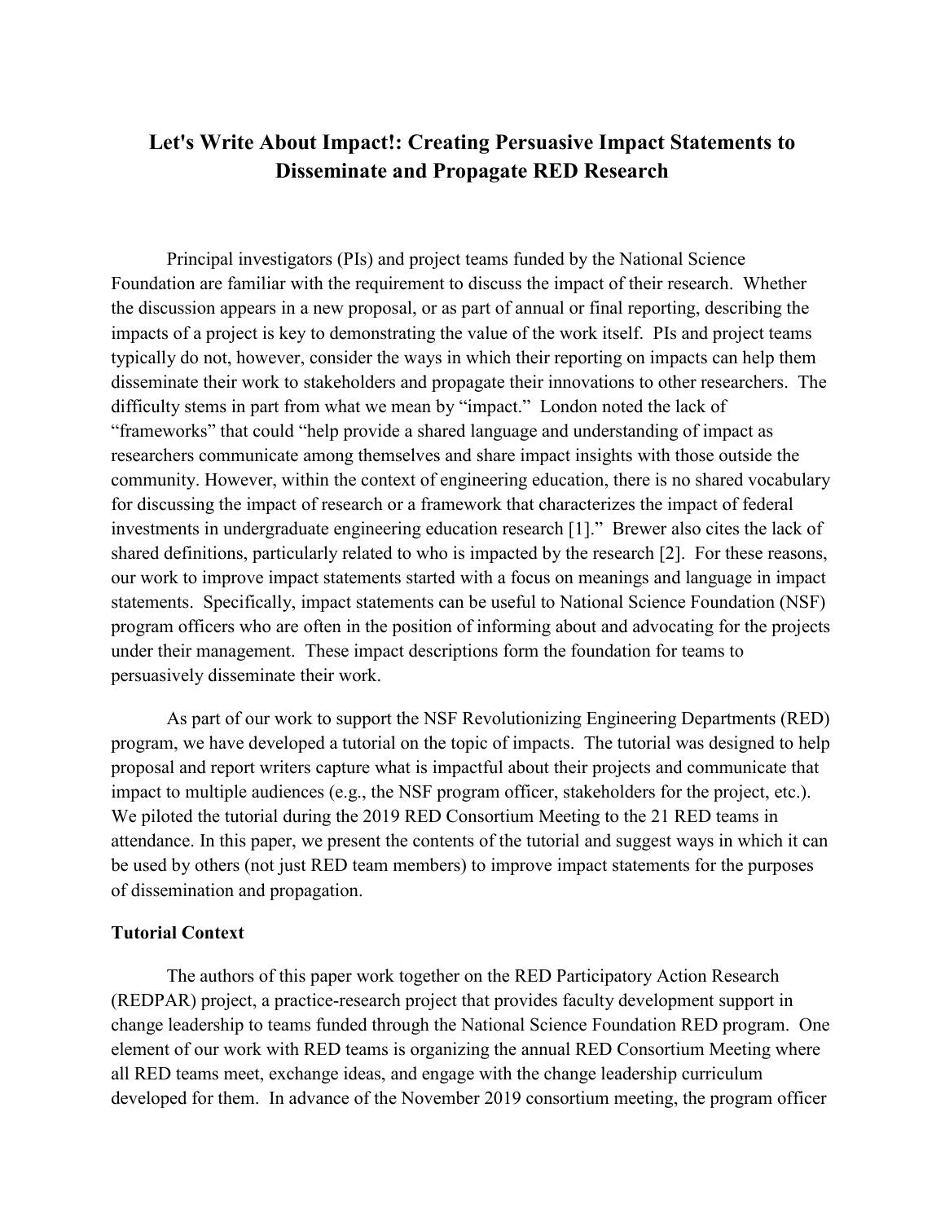# Let's Write About Impact!: Creating Persuasive Impact Statements to Disseminate and Propagate RED Research

Principal investigators (PIs) and project teams funded by the National Science Foundation are familiar with the requirement to discuss the impact of their research. Whether the discussion appears in a new proposal, or as part of annual or final reporting, describing the impacts of a project is key to demonstrating the value of the work itself. PIs and project teams typically do not, however, consider the ways in which their reporting on impacts can help them disseminate their work to stakeholders and propagate their innovations to other researchers. The difficulty stems in part from what we mean by "impact." London noted the lack of "frameworks" that could "help provide a shared language and understanding of impact as researchers communicate among themselves and share impact insights with those outside the community. However, within the context of engineering education, there is no shared vocabulary for discussing the impact of research or a framework that characterizes the impact of federal investments in undergraduate engineering education research [1]." Brewer also cites the lack of shared definitions, particularly related to who is impacted by the research [2]. For these reasons, our work to improve impact statements started with a focus on meanings and language in impact statements. Specifically, impact statements can be useful to National Science Foundation (NSF) program officers who are often in the position of informing about and advocating for the projects under their management. These impact descriptions form the foundation for teams to persuasively disseminate their work.

As part of our work to support the NSF Revolutionizing Engineering Departments (RED) program, we have developed a tutorial on the topic of impacts. The tutorial was designed to help proposal and report writers capture what is impactful about their projects and communicate that impact to multiple audiences (e.g., the NSF program officer, stakeholders for the project, etc.). We piloted the tutorial during the 2019 RED Consortium Meeting to the 21 RED teams in attendance. In this paper, we present the contents of the tutorial and suggest ways in which it can be used by others (not just RED team members) to improve impact statements for the purposes of dissemination and propagation.

**Tutorial Context**

The authors of this paper work together on the RED Participatory Action Research (REDPAR) project, a practice-research project that provides faculty development support in change leadership to teams funded through the National Science Foundation RED program. One element of our work with RED teams is organizing the annual RED Consortium Meeting where all RED teams meet, exchange ideas, and engage with the change leadership curriculum developed for them. In advance of the November 2019 consortium meeting, the program officer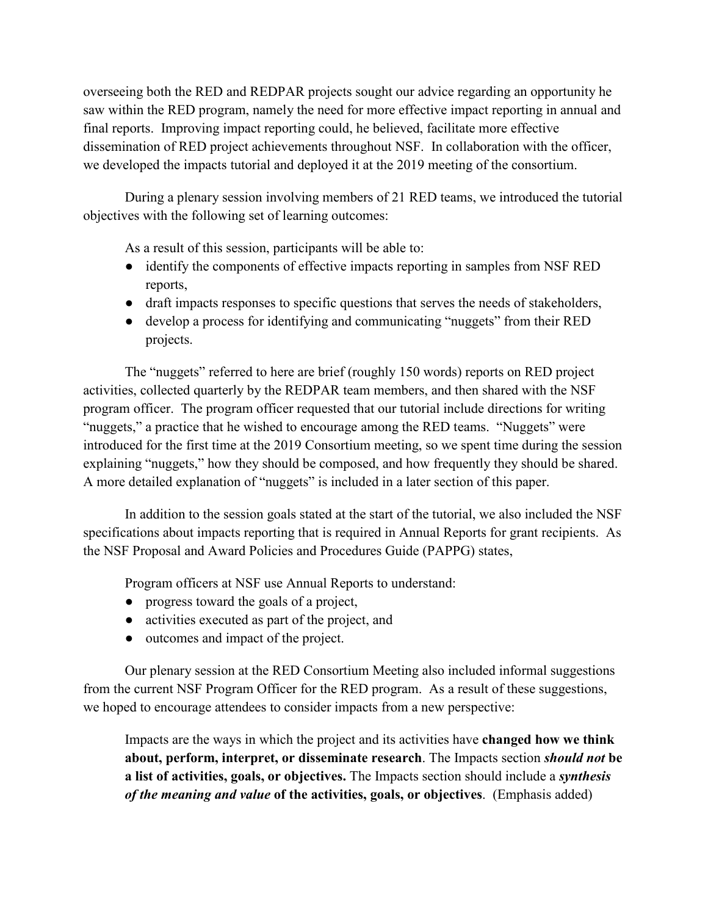overseeing both the RED and REDPAR projects sought our advice regarding an opportunity he saw within the RED program, namely the need for more effective impact reporting in annual and final reports. Improving impact reporting could, he believed, facilitate more effective dissemination of RED project achievements throughout NSF. In collaboration with the officer, we developed the impacts tutorial and deployed it at the 2019 meeting of the consortium.

During a plenary session involving members of 21 RED teams, we introduced the tutorial objectives with the following set of learning outcomes:

> As a result of this session, participants will be able to:
>
> - identify the components of effective impacts reporting in samples from NSF RED reports,
> - draft impacts responses to specific questions that serves the needs of stakeholders,
> - develop a process for identifying and communicating "nuggets" from their RED projects.

The "nuggets" referred to here are brief (roughly 150 words) reports on RED project activities, collected quarterly by the REDPAR team members, and then shared with the NSF program officer. The program officer requested that our tutorial include directions for writing "nuggets," a practice that he wished to encourage among the RED teams. "Nuggets" were introduced for the first time at the 2019 Consortium meeting, so we spent time during the session explaining "nuggets," how they should be composed, and how frequently they should be shared. A more detailed explanation of "nuggets" is included in a later section of this paper.

In addition to the session goals stated at the start of the tutorial, we also included the NSF specifications about impacts reporting that is required in Annual Reports for grant recipients. As the NSF Proposal and Award Policies and Procedures Guide (PAPPG) states,

> Program officers at NSF use Annual Reports to understand:
>
> - progress toward the goals of a project,
> - activities executed as part of the project, and
> - outcomes and impact of the project.

Our plenary session at the RED Consortium Meeting also included informal suggestions from the current NSF Program Officer for the RED program. As a result of these suggestions, we hoped to encourage attendees to consider impacts from a new perspective:

> Impacts are the ways in which the project and its activities have **changed how we think about, perform, interpret, or disseminate research**. The Impacts section ***should not*** **be a list of activities, goals, or objectives.** The Impacts section should include a ***synthesis of the meaning and value*** **of the activities, goals, or objectives**. (Emphasis added)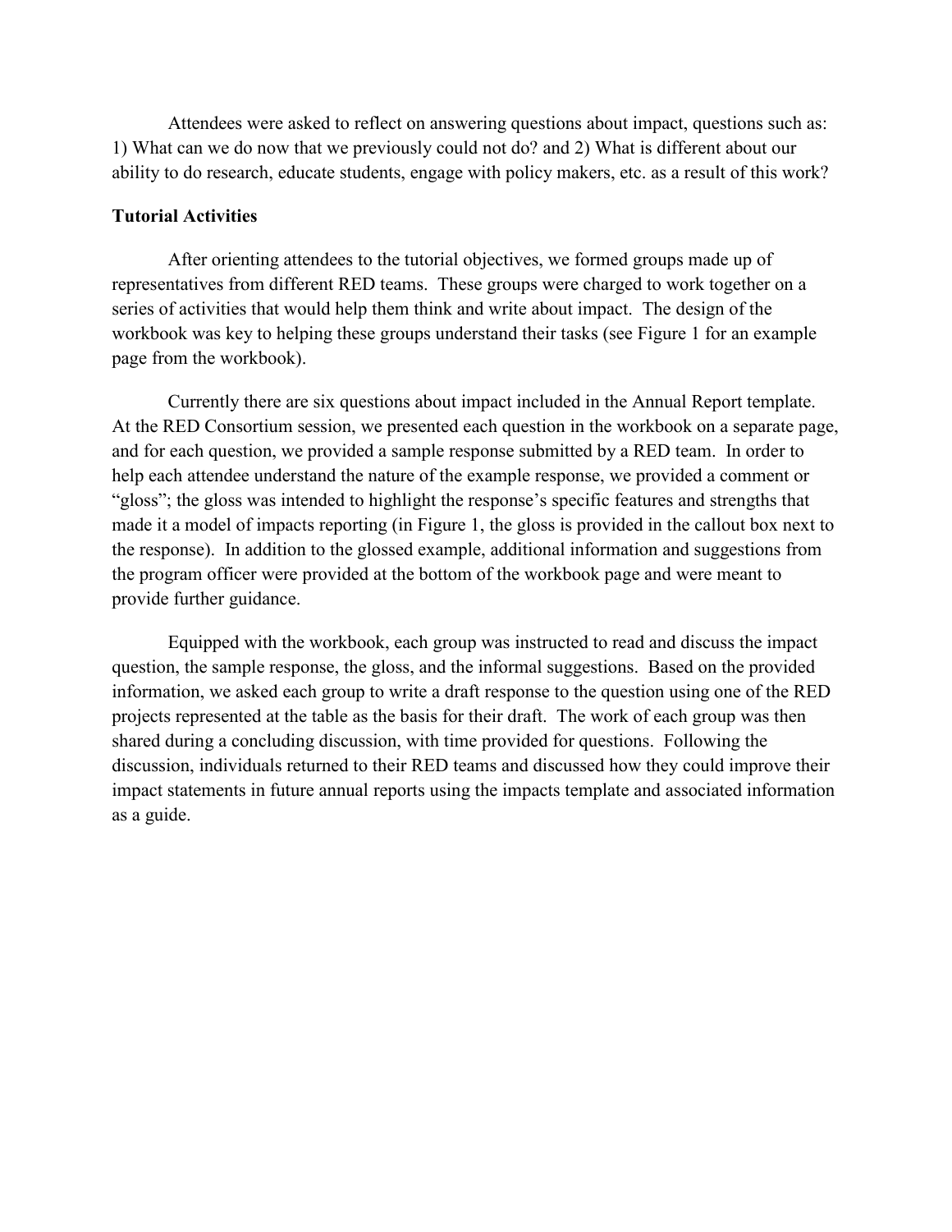Attendees were asked to reflect on answering questions about impact, questions such as: 1) What can we do now that we previously could not do? and 2) What is different about our ability to do research, educate students, engage with policy makers, etc. as a result of this work?

**Tutorial Activities**

After orienting attendees to the tutorial objectives, we formed groups made up of representatives from different RED teams. These groups were charged to work together on a series of activities that would help them think and write about impact. The design of the workbook was key to helping these groups understand their tasks (see Figure 1 for an example page from the workbook).

Currently there are six questions about impact included in the Annual Report template. At the RED Consortium session, we presented each question in the workbook on a separate page, and for each question, we provided a sample response submitted by a RED team. In order to help each attendee understand the nature of the example response, we provided a comment or "gloss"; the gloss was intended to highlight the response's specific features and strengths that made it a model of impacts reporting (in Figure 1, the gloss is provided in the callout box next to the response). In addition to the glossed example, additional information and suggestions from the program officer were provided at the bottom of the workbook page and were meant to provide further guidance.

Equipped with the workbook, each group was instructed to read and discuss the impact question, the sample response, the gloss, and the informal suggestions. Based on the provided information, we asked each group to write a draft response to the question using one of the RED projects represented at the table as the basis for their draft. The work of each group was then shared during a concluding discussion, with time provided for questions. Following the discussion, individuals returned to their RED teams and discussed how they could improve their impact statements in future annual reports using the impacts template and associated information as a guide.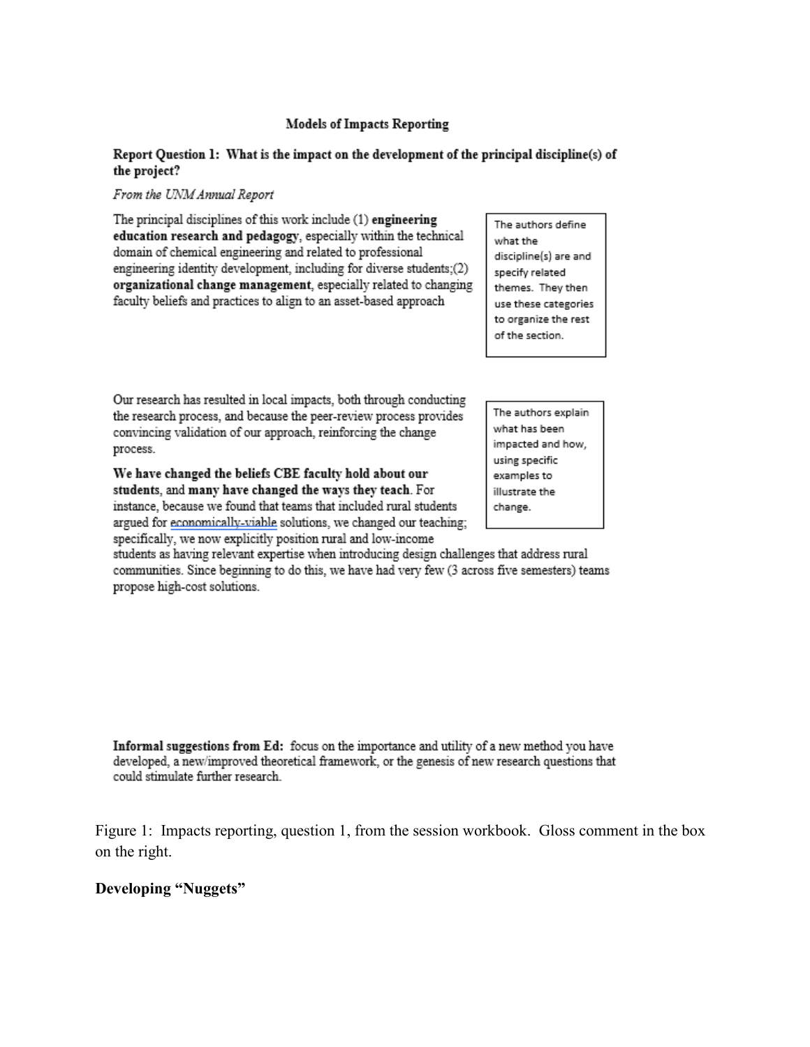**Models of Impacts Reporting**

**Report Question 1: What is the impact on the development of the principal discipline(s) of the project?**

*From the UNM Annual Report*

The principal disciplines of this work include (1) **engineering education research and pedagogy**, especially within the technical domain of chemical engineering and related to professional engineering identity development, including for diverse students;(2) **organizational change management**, especially related to changing faculty beliefs and practices to align to an asset-based approach

> The authors define what the discipline(s) are and specify related themes. They then use these categories to organize the rest of the section.

Our research has resulted in local impacts, both through conducting the research process, and because the peer-review process provides convincing validation of our approach, reinforcing the change process.

**We have changed the beliefs CBE faculty hold about our students**, and **many have changed the ways they teach**. For instance, because we found that teams that included rural students argued for economically-viable solutions, we changed our teaching; specifically, we now explicitly position rural and low-income students as having relevant expertise when introducing design challenges that address rural communities. Since beginning to do this, we have had very few (3 across five semesters) teams propose high-cost solutions.

> The authors explain what has been impacted and how, using specific examples to illustrate the change.

**Informal suggestions from Ed:** focus on the importance and utility of a new method you have developed, a new/improved theoretical framework, or the genesis of new research questions that could stimulate further research.

Figure 1: Impacts reporting, question 1, from the session workbook. Gloss comment in the box on the right.

**Developing "Nuggets"**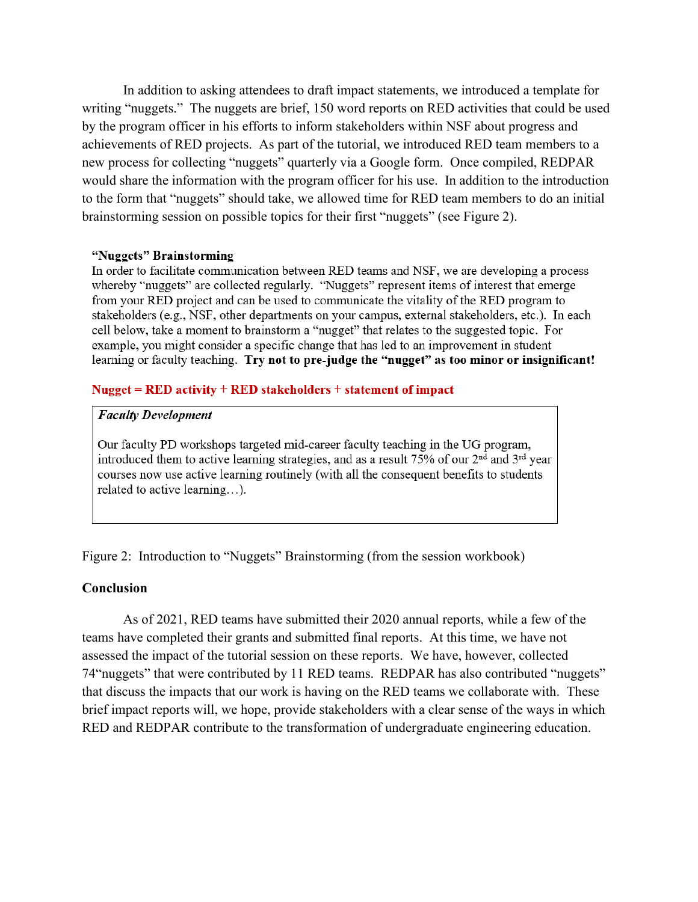In addition to asking attendees to draft impact statements, we introduced a template for writing "nuggets." The nuggets are brief, 150 word reports on RED activities that could be used by the program officer in his efforts to inform stakeholders within NSF about progress and achievements of RED projects. As part of the tutorial, we introduced RED team members to a new process for collecting "nuggets" quarterly via a Google form. Once compiled, REDPAR would share the information with the program officer for his use. In addition to the introduction to the form that "nuggets" should take, we allowed time for RED team members to do an initial brainstorming session on possible topics for their first "nuggets" (see Figure 2).

> **"Nuggets" Brainstorming**
> In order to facilitate communication between RED teams and NSF, we are developing a process whereby "nuggets" are collected regularly. "Nuggets" represent items of interest that emerge from your RED project and can be used to communicate the vitality of the RED program to stakeholders (e.g., NSF, other departments on your campus, external stakeholders, etc.). In each cell below, take a moment to brainstorm a "nugget" that relates to the suggested topic. For example, you might consider a specific change that has led to an improvement in student learning or faculty teaching. **Try not to pre-judge the "nugget" as too minor or insignificant!**
>
> **Nugget = RED activity + RED stakeholders + statement of impact**
>
> | ***Faculty Development*** |
> | --- |
> | Our faculty PD workshops targeted mid-career faculty teaching in the UG program, introduced them to active learning strategies, and as a result 75% of our 2nd and 3rd year courses now use active learning routinely (with all the consequent benefits to students related to active learning…). |

Figure 2: Introduction to "Nuggets" Brainstorming (from the session workbook)

## Conclusion

As of 2021, RED teams have submitted their 2020 annual reports, while a few of the teams have completed their grants and submitted final reports. At this time, we have not assessed the impact of the tutorial session on these reports. We have, however, collected 74"nuggets" that were contributed by 11 RED teams. REDPAR has also contributed "nuggets" that discuss the impacts that our work is having on the RED teams we collaborate with. These brief impact reports will, we hope, provide stakeholders with a clear sense of the ways in which RED and REDPAR contribute to the transformation of undergraduate engineering education.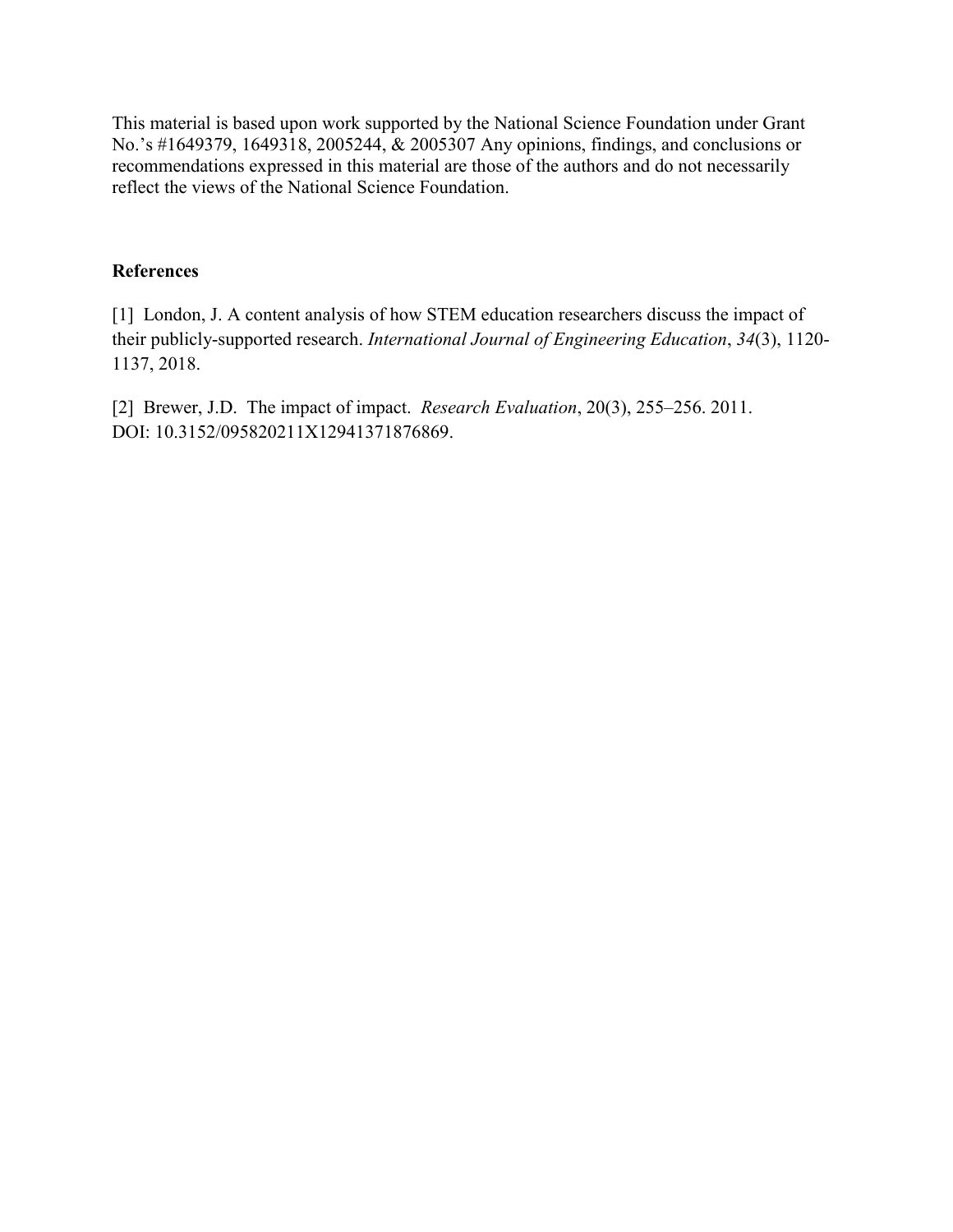This material is based upon work supported by the National Science Foundation under Grant No.'s #1649379, 1649318, 2005244, & 2005307 Any opinions, findings, and conclusions or recommendations expressed in this material are those of the authors and do not necessarily reflect the views of the National Science Foundation.

**References**

[1] London, J. A content analysis of how STEM education researchers discuss the impact of their publicly-supported research. *International Journal of Engineering Education*, *34*(3), 1120-1137, 2018.

[2] Brewer, J.D. The impact of impact. *Research Evaluation*, 20(3), 255–256. 2011. DOI: 10.3152/095820211X12941371876869.